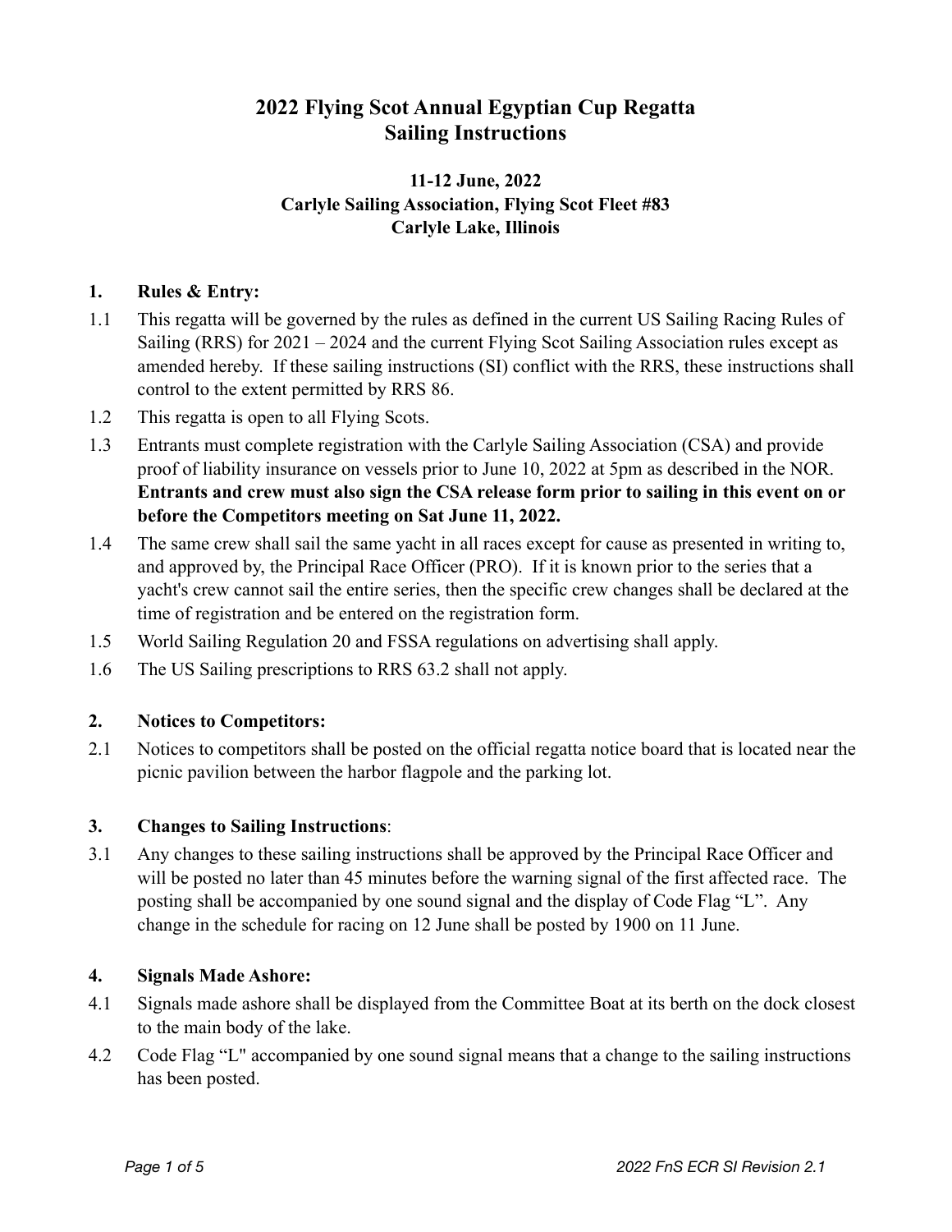# 2022 Flying Scot Annual Egyptian Cup Regatta
# Sailing Instructions

**11-12 June, 2022**
**Carlyle Sailing Association, Flying Scot Fleet #83**
**Carlyle Lake, Illinois**

## 1. Rules & Entry:

1.1 This regatta will be governed by the rules as defined in the current US Sailing Racing Rules of Sailing (RRS) for 2021 – 2024 and the current Flying Scot Sailing Association rules except as amended hereby. If these sailing instructions (SI) conflict with the RRS, these instructions shall control to the extent permitted by RRS 86.

1.2 This regatta is open to all Flying Scots.

1.3 Entrants must complete registration with the Carlyle Sailing Association (CSA) and provide proof of liability insurance on vessels prior to June 10, 2022 at 5pm as described in the NOR. **Entrants and crew must also sign the CSA release form prior to sailing in this event on or before the Competitors meeting on Sat June 11, 2022.**

1.4 The same crew shall sail the same yacht in all races except for cause as presented in writing to, and approved by, the Principal Race Officer (PRO). If it is known prior to the series that a yacht's crew cannot sail the entire series, then the specific crew changes shall be declared at the time of registration and be entered on the registration form.

1.5 World Sailing Regulation 20 and FSSA regulations on advertising shall apply.

1.6 The US Sailing prescriptions to RRS 63.2 shall not apply.

## 2. Notices to Competitors:

2.1 Notices to competitors shall be posted on the official regatta notice board that is located near the picnic pavilion between the harbor flagpole and the parking lot.

## 3. Changes to Sailing Instructions:

3.1 Any changes to these sailing instructions shall be approved by the Principal Race Officer and will be posted no later than 45 minutes before the warning signal of the first affected race. The posting shall be accompanied by one sound signal and the display of Code Flag "L". Any change in the schedule for racing on 12 June shall be posted by 1900 on 11 June.

## 4. Signals Made Ashore:

4.1 Signals made ashore shall be displayed from the Committee Boat at its berth on the dock closest to the main body of the lake.

4.2 Code Flag "L" accompanied by one sound signal means that a change to the sailing instructions has been posted.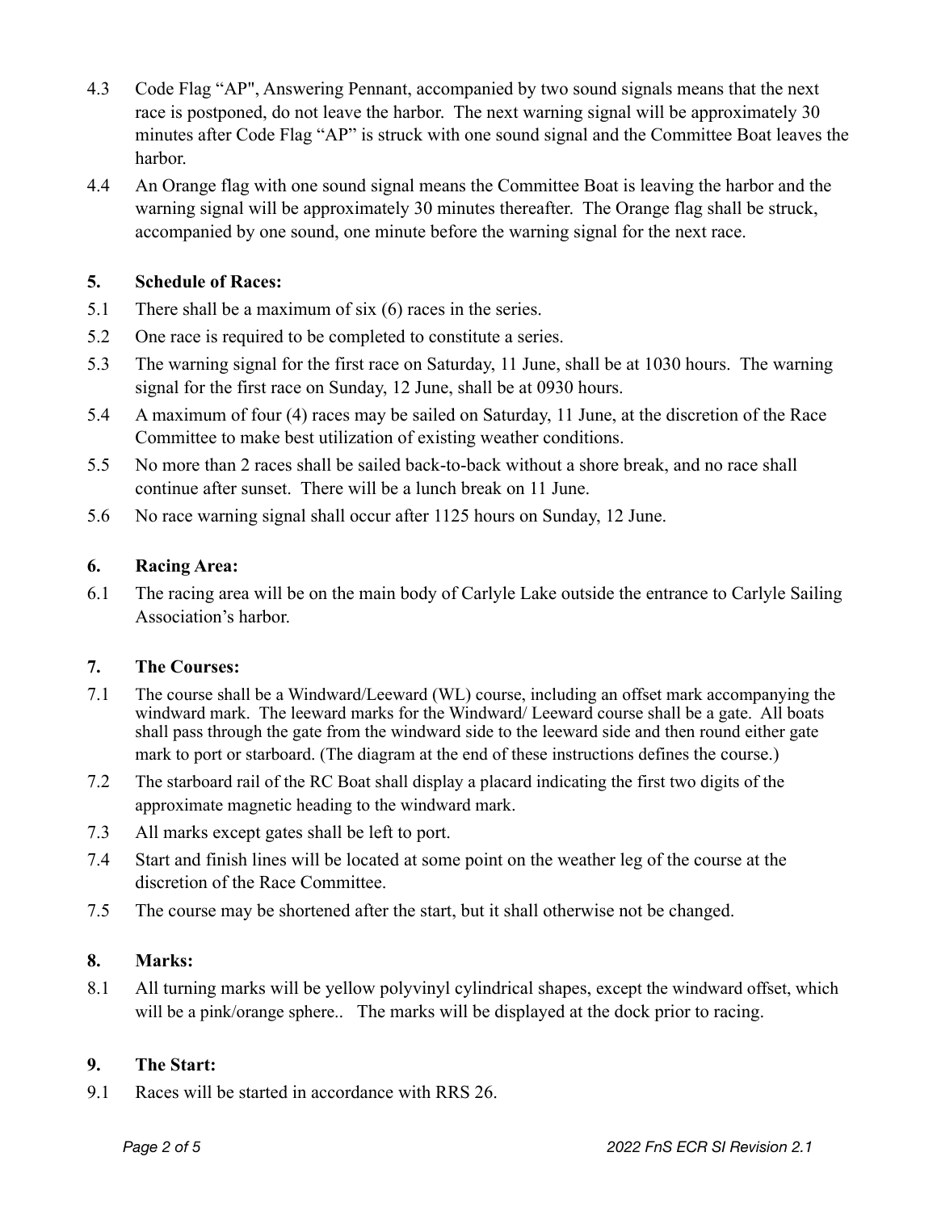4.3 Code Flag "AP", Answering Pennant, accompanied by two sound signals means that the next race is postponed, do not leave the harbor. The next warning signal will be approximately 30 minutes after Code Flag "AP" is struck with one sound signal and the Committee Boat leaves the harbor.

4.4 An Orange flag with one sound signal means the Committee Boat is leaving the harbor and the warning signal will be approximately 30 minutes thereafter. The Orange flag shall be struck, accompanied by one sound, one minute before the warning signal for the next race.

## 5. Schedule of Races:

5.1 There shall be a maximum of six (6) races in the series.

5.2 One race is required to be completed to constitute a series.

5.3 The warning signal for the first race on Saturday, 11 June, shall be at 1030 hours. The warning signal for the first race on Sunday, 12 June, shall be at 0930 hours.

5.4 A maximum of four (4) races may be sailed on Saturday, 11 June, at the discretion of the Race Committee to make best utilization of existing weather conditions.

5.5 No more than 2 races shall be sailed back-to-back without a shore break, and no race shall continue after sunset. There will be a lunch break on 11 June.

5.6 No race warning signal shall occur after 1125 hours on Sunday, 12 June.

## 6. Racing Area:

6.1 The racing area will be on the main body of Carlyle Lake outside the entrance to Carlyle Sailing Association's harbor.

## 7. The Courses:

7.1 The course shall be a Windward/Leeward (WL) course, including an offset mark accompanying the windward mark. The leeward marks for the Windward/ Leeward course shall be a gate. All boats shall pass through the gate from the windward side to the leeward side and then round either gate mark to port or starboard. (The diagram at the end of these instructions defines the course.)

7.2 The starboard rail of the RC Boat shall display a placard indicating the first two digits of the approximate magnetic heading to the windward mark.

7.3 All marks except gates shall be left to port.

7.4 Start and finish lines will be located at some point on the weather leg of the course at the discretion of the Race Committee.

7.5 The course may be shortened after the start, but it shall otherwise not be changed.

## 8. Marks:

8.1 All turning marks will be yellow polyvinyl cylindrical shapes, except the windward offset, which will be a pink/orange sphere.. The marks will be displayed at the dock prior to racing.

## 9. The Start:

9.1 Races will be started in accordance with RRS 26.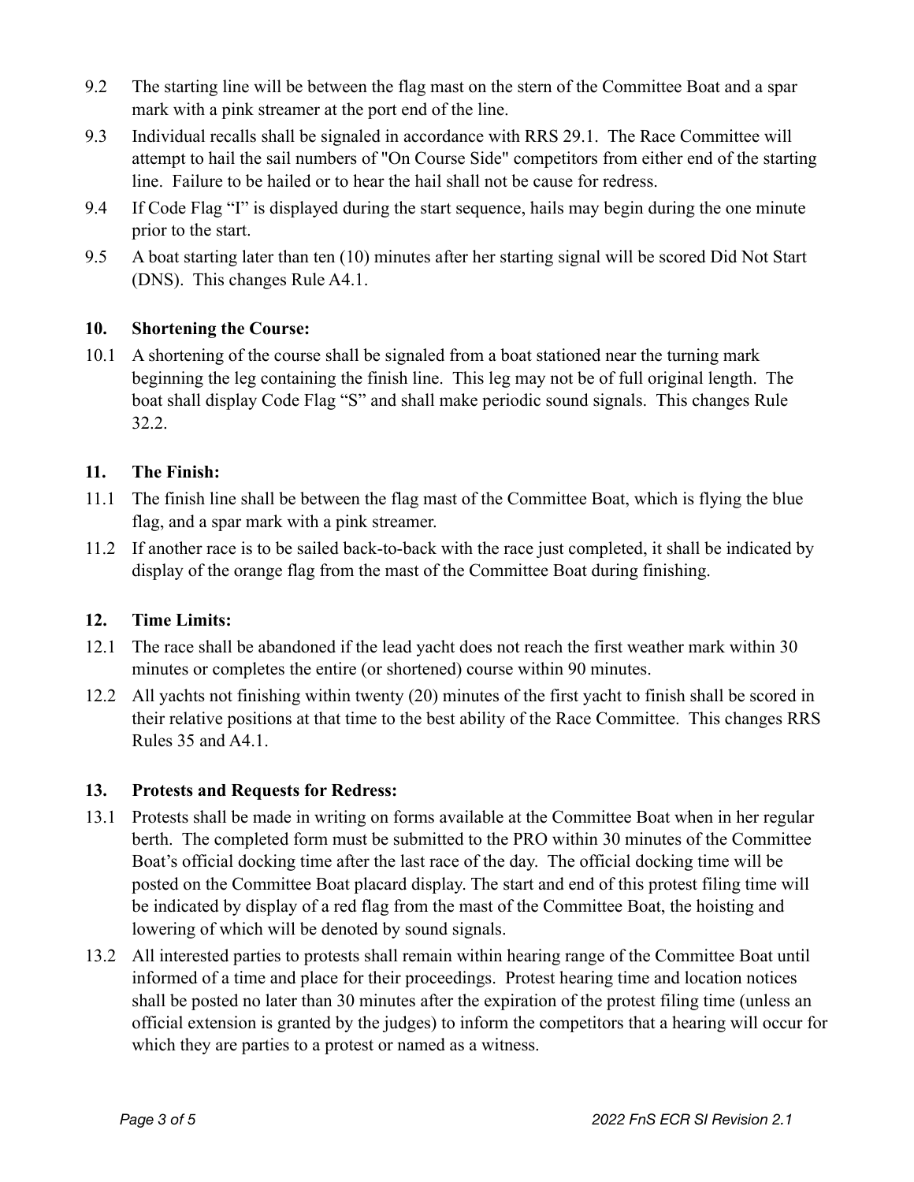9.2 The starting line will be between the flag mast on the stern of the Committee Boat and a spar mark with a pink streamer at the port end of the line.

9.3 Individual recalls shall be signaled in accordance with RRS 29.1. The Race Committee will attempt to hail the sail numbers of "On Course Side" competitors from either end of the starting line. Failure to be hailed or to hear the hail shall not be cause for redress.

9.4 If Code Flag "I" is displayed during the start sequence, hails may begin during the one minute prior to the start.

9.5 A boat starting later than ten (10) minutes after her starting signal will be scored Did Not Start (DNS). This changes Rule A4.1.

## 10. Shortening the Course:

10.1 A shortening of the course shall be signaled from a boat stationed near the turning mark beginning the leg containing the finish line. This leg may not be of full original length. The boat shall display Code Flag "S" and shall make periodic sound signals. This changes Rule 32.2.

## 11. The Finish:

11.1 The finish line shall be between the flag mast of the Committee Boat, which is flying the blue flag, and a spar mark with a pink streamer.

11.2 If another race is to be sailed back-to-back with the race just completed, it shall be indicated by display of the orange flag from the mast of the Committee Boat during finishing.

## 12. Time Limits:

12.1 The race shall be abandoned if the lead yacht does not reach the first weather mark within 30 minutes or completes the entire (or shortened) course within 90 minutes.

12.2 All yachts not finishing within twenty (20) minutes of the first yacht to finish shall be scored in their relative positions at that time to the best ability of the Race Committee. This changes RRS Rules 35 and A4.1.

## 13. Protests and Requests for Redress:

13.1 Protests shall be made in writing on forms available at the Committee Boat when in her regular berth. The completed form must be submitted to the PRO within 30 minutes of the Committee Boat's official docking time after the last race of the day. The official docking time will be posted on the Committee Boat placard display. The start and end of this protest filing time will be indicated by display of a red flag from the mast of the Committee Boat, the hoisting and lowering of which will be denoted by sound signals.

13.2 All interested parties to protests shall remain within hearing range of the Committee Boat until informed of a time and place for their proceedings. Protest hearing time and location notices shall be posted no later than 30 minutes after the expiration of the protest filing time (unless an official extension is granted by the judges) to inform the competitors that a hearing will occur for which they are parties to a protest or named as a witness.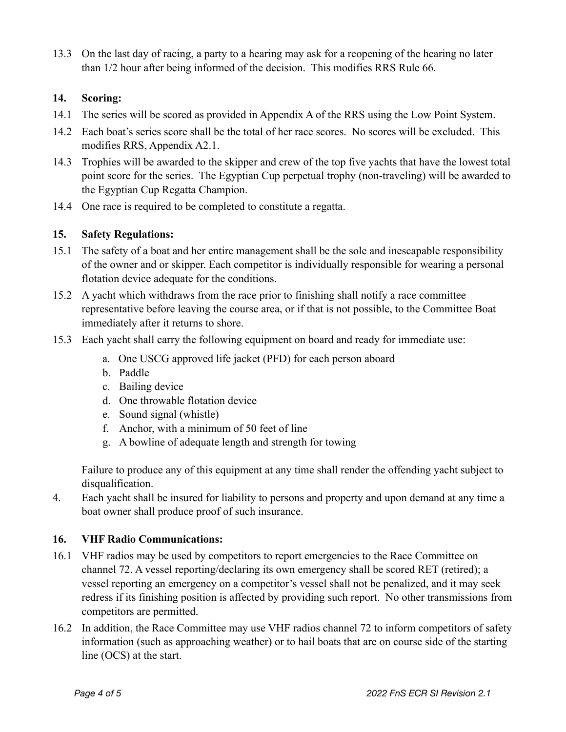13.3 On the last day of racing, a party to a hearing may ask for a reopening of the hearing no later than 1/2 hour after being informed of the decision. This modifies RRS Rule 66.

## 14. Scoring:

14.1 The series will be scored as provided in Appendix A of the RRS using the Low Point System.

14.2 Each boat's series score shall be the total of her race scores. No scores will be excluded. This modifies RRS, Appendix A2.1.

14.3 Trophies will be awarded to the skipper and crew of the top five yachts that have the lowest total point score for the series. The Egyptian Cup perpetual trophy (non-traveling) will be awarded to the Egyptian Cup Regatta Champion.

14.4 One race is required to be completed to constitute a regatta.

## 15. Safety Regulations:

15.1 The safety of a boat and her entire management shall be the sole and inescapable responsibility of the owner and or skipper. Each competitor is individually responsible for wearing a personal flotation device adequate for the conditions.

15.2 A yacht which withdraws from the race prior to finishing shall notify a race committee representative before leaving the course area, or if that is not possible, to the Committee Boat immediately after it returns to shore.

15.3 Each yacht shall carry the following equipment on board and ready for immediate use:

a. One USCG approved life jacket (PFD) for each person aboard
b. Paddle
c. Bailing device
d. One throwable flotation device
e. Sound signal (whistle)
f. Anchor, with a minimum of 50 feet of line
g. A bowline of adequate length and strength for towing

Failure to produce any of this equipment at any time shall render the offending yacht subject to disqualification.

4. Each yacht shall be insured for liability to persons and property and upon demand at any time a boat owner shall produce proof of such insurance.

## 16. VHF Radio Communications:

16.1 VHF radios may be used by competitors to report emergencies to the Race Committee on channel 72. A vessel reporting/declaring its own emergency shall be scored RET (retired); a vessel reporting an emergency on a competitor's vessel shall not be penalized, and it may seek redress if its finishing position is affected by providing such report. No other transmissions from competitors are permitted.

16.2 In addition, the Race Committee may use VHF radios channel 72 to inform competitors of safety information (such as approaching weather) or to hail boats that are on course side of the starting line (OCS) at the start.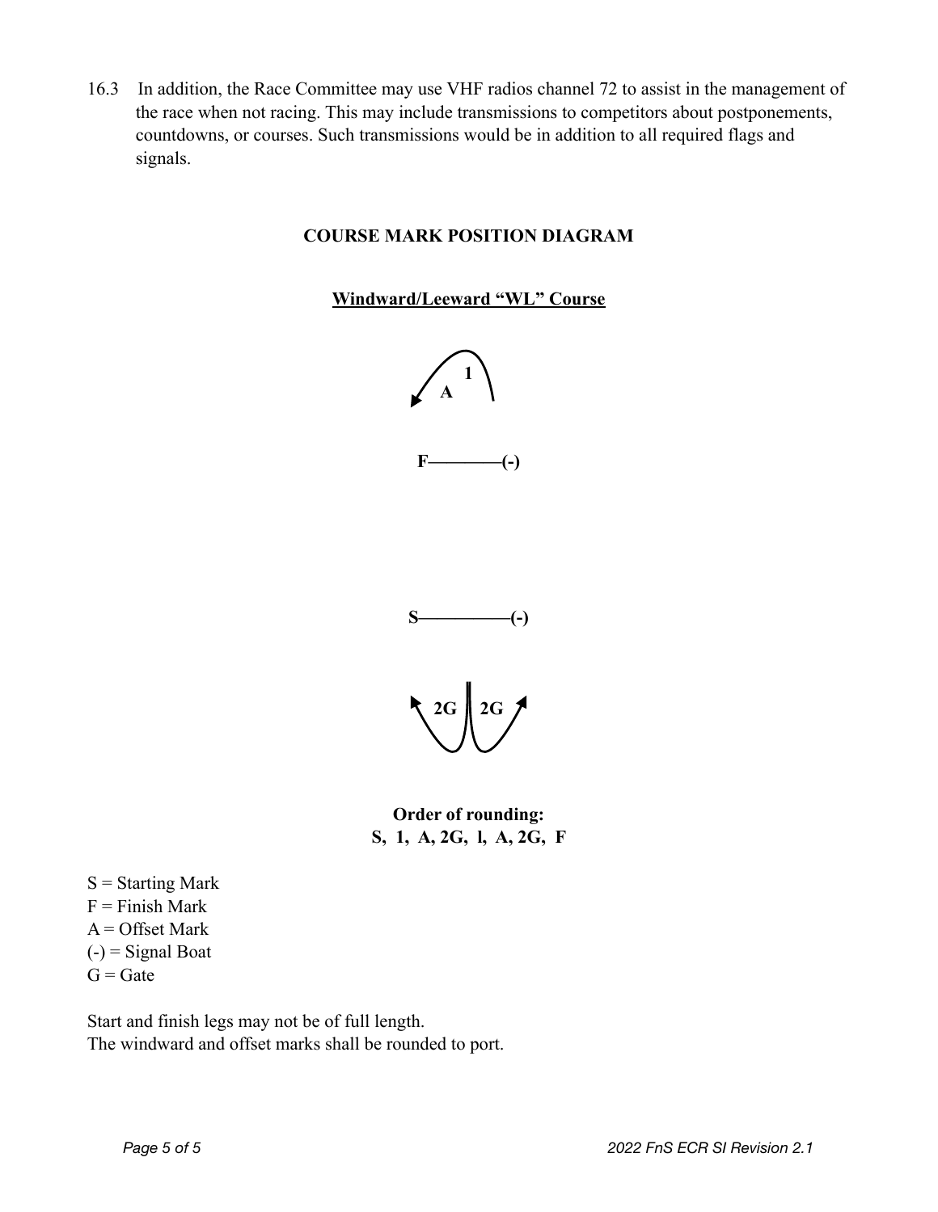16.3 In addition, the Race Committee may use VHF radios channel 72 to assist in the management of the race when not racing. This may include transmissions to competitors about postponements, countdowns, or courses. Such transmissions would be in addition to all required flags and signals.

## COURSE MARK POSITION DIAGRAM

### Windward/Leeward "WL" Course

1
A

F———(-)

S————(-)

2G 2G

**Order of rounding:**
**S, 1, A, 2G, l, A, 2G, F**

S = Starting Mark
F = Finish Mark
A = Offset Mark
(-) = Signal Boat
G = Gate

Start and finish legs may not be of full length.
The windward and offset marks shall be rounded to port.